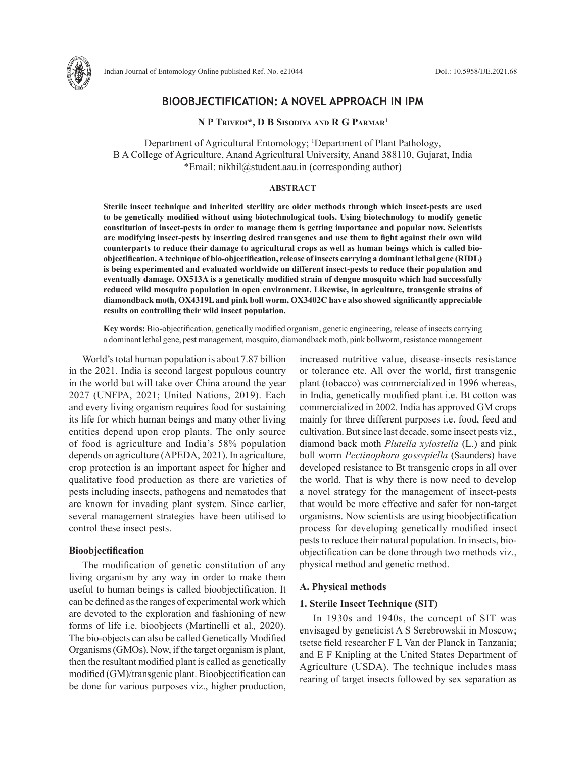# BIOOBJECTIFICATION: A NOVEL APPROACH IN IPM

**N P Trivedi\*, D B Sisodiya and R G Parmar[1]**

Department of Agricultural Entomology; [1]Department of Plant Pathology,
B A College of Agriculture, Anand Agricultural University, Anand 388110, Gujarat, India
\*Email: nikhil@student.aau.in (corresponding author)

## ABSTRACT

**Sterile insect technique and inherited sterility are older methods through which insect-pests are used to be genetically modified without using biotechnological tools. Using biotechnology to modify genetic constitution of insect-pests in order to manage them is getting importance and popular now. Scientists are modifying insect-pests by inserting desired transgenes and use them to fight against their own wild counterparts to reduce their damage to agricultural crops as well as human beings which is called bio-objectification. A technique of bio-objectification, release of insects carrying a dominant lethal gene (RIDL) is being experimented and evaluated worldwide on different insect-pests to reduce their population and eventually damage. OX513A is a genetically modified strain of dengue mosquito which had successfully reduced wild mosquito population in open environment. Likewise, in agriculture, transgenic strains of diamondback moth, OX4319L and pink boll worm, OX3402C have also showed significantly appreciable results on controlling their wild insect population.**

**Key words:** Bio-objectification, genetically modified organism, genetic engineering, release of insects carrying a dominant lethal gene, pest management, mosquito, diamondback moth, pink bollworm, resistance management

World's total human population is about 7.87 billion in the 2021. India is second largest populous country in the world but will take over China around the year 2027 (UNFPA, 2021; United Nations, 2019). Each and every living organism requires food for sustaining its life for which human beings and many other living entities depend upon crop plants. The only source of food is agriculture and India's 58% population depends on agriculture (APEDA, 2021). In agriculture, crop protection is an important aspect for higher and qualitative food production as there are varieties of pests including insects, pathogens and nematodes that are known for invading plant system. Since earlier, several management strategies have been utilised to control these insect pests.

### Bioobjectification

The modification of genetic constitution of any living organism by any way in order to make them useful to human beings is called bioobjectification. It can be defined as the ranges of experimental work which are devoted to the exploration and fashioning of new forms of life i.e. bioobjects (Martinelli et al*.,* 2020). The bio-objects can also be called Genetically Modified Organisms (GMOs). Now, if the target organism is plant, then the resultant modified plant is called as genetically modified (GM)/transgenic plant. Bioobjectification can be done for various purposes viz., higher production, increased nutritive value, disease-insects resistance or tolerance etc*.* All over the world, first transgenic plant (tobacco) was commercialized in 1996 whereas, in India, genetically modified plant i.e. Bt cotton was commercialized in 2002. India has approved GM crops mainly for three different purposes i.e. food, feed and cultivation. But since last decade, some insect pests viz., diamond back moth *Plutella xylostella* (L.) and pink boll worm *Pectinophora gossypiella* (Saunders) have developed resistance to Bt transgenic crops in all over the world. That is why there is now need to develop a novel strategy for the management of insect-pests that would be more effective and safer for non-target organisms. Now scientists are using bioobjectification process for developing genetically modified insect pests to reduce their natural population. In insects, bio-objectification can be done through two methods viz., physical method and genetic method.

### A. Physical methods

#### 1. Sterile Insect Technique (SIT)

In 1930s and 1940s, the concept of SIT was envisaged by geneticist A S Serebrowskii in Moscow; tsetse field researcher F L Van der Planck in Tanzania; and E F Knipling at the United States Department of Agriculture (USDA). The technique includes mass rearing of target insects followed by sex separation as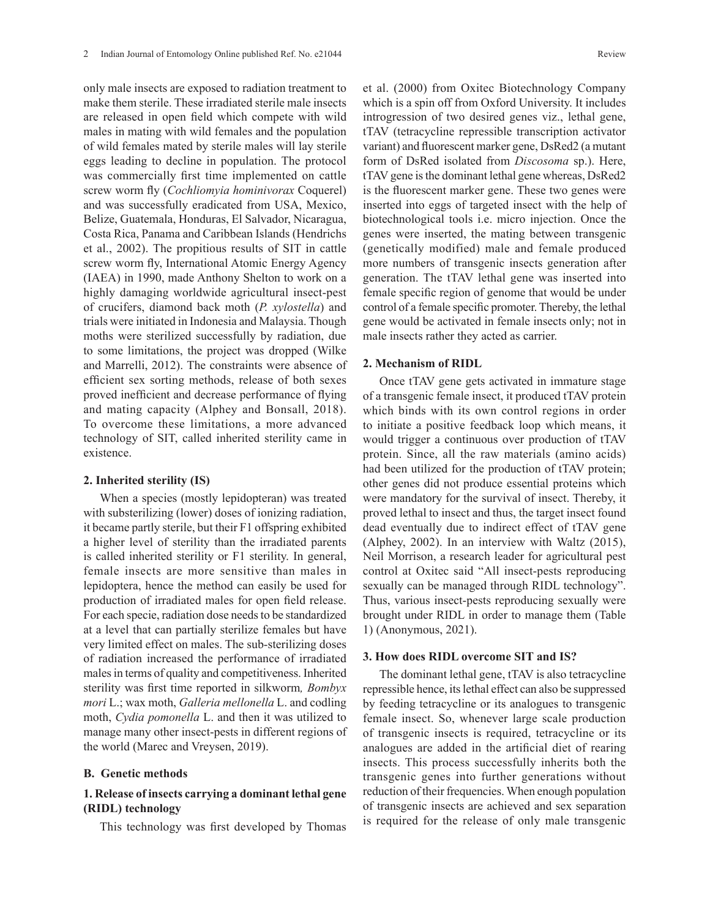only male insects are exposed to radiation treatment to make them sterile. These irradiated sterile male insects are released in open field which compete with wild males in mating with wild females and the population of wild females mated by sterile males will lay sterile eggs leading to decline in population. The protocol was commercially first time implemented on cattle screw worm fly (*Cochliomyia hominivorax* Coquerel) and was successfully eradicated from USA, Mexico, Belize, Guatemala, Honduras, El Salvador, Nicaragua, Costa Rica, Panama and Caribbean Islands (Hendrichs et al., 2002). The propitious results of SIT in cattle screw worm fly, International Atomic Energy Agency (IAEA) in 1990, made Anthony Shelton to work on a highly damaging worldwide agricultural insect-pest of crucifers, diamond back moth (*P. xylostella*) and trials were initiated in Indonesia and Malaysia. Though moths were sterilized successfully by radiation, due to some limitations, the project was dropped (Wilke and Marrelli, 2012). The constraints were absence of efficient sex sorting methods, release of both sexes proved inefficient and decrease performance of flying and mating capacity (Alphey and Bonsall, 2018). To overcome these limitations, a more advanced technology of SIT, called inherited sterility came in existence.

#### 2. Inherited sterility (IS)

When a species (mostly lepidopteran) was treated with substerilizing (lower) doses of ionizing radiation, it became partly sterile, but their F1 offspring exhibited a higher level of sterility than the irradiated parents is called inherited sterility or F1 sterility. In general, female insects are more sensitive than males in lepidoptera, hence the method can easily be used for production of irradiated males for open field release. For each specie, radiation dose needs to be standardized at a level that can partially sterilize females but have very limited effect on males. The sub-sterilizing doses of radiation increased the performance of irradiated males in terms of quality and competitiveness. Inherited sterility was first time reported in silkworm*, Bombyx mori* L.; wax moth, *Galleria mellonella* L. and codling moth, *Cydia pomonella* L. and then it was utilized to manage many other insect-pests in different regions of the world (Marec and Vreysen, 2019).

### B. Genetic methods

#### 1. Release of insects carrying a dominant lethal gene (RIDL) technology

This technology was first developed by Thomas et al. (2000) from Oxitec Biotechnology Company which is a spin off from Oxford University. It includes introgression of two desired genes viz., lethal gene, tTAV (tetracycline repressible transcription activator variant) and fluorescent marker gene, DsRed2 (a mutant form of DsRed isolated from *Discosoma* sp.). Here, tTAV gene is the dominant lethal gene whereas, DsRed2 is the fluorescent marker gene. These two genes were inserted into eggs of targeted insect with the help of biotechnological tools i.e. micro injection. Once the genes were inserted, the mating between transgenic (genetically modified) male and female produced more numbers of transgenic insects generation after generation. The tTAV lethal gene was inserted into female specific region of genome that would be under control of a female specific promoter. Thereby, the lethal gene would be activated in female insects only; not in male insects rather they acted as carrier.

#### 2. Mechanism of RIDL

Once tTAV gene gets activated in immature stage of a transgenic female insect, it produced tTAV protein which binds with its own control regions in order to initiate a positive feedback loop which means, it would trigger a continuous over production of tTAV protein. Since, all the raw materials (amino acids) had been utilized for the production of tTAV protein; other genes did not produce essential proteins which were mandatory for the survival of insect. Thereby, it proved lethal to insect and thus, the target insect found dead eventually due to indirect effect of tTAV gene (Alphey, 2002). In an interview with Waltz (2015), Neil Morrison, a research leader for agricultural pest control at Oxitec said "All insect-pests reproducing sexually can be managed through RIDL technology". Thus, various insect-pests reproducing sexually were brought under RIDL in order to manage them (Table 1) (Anonymous, 2021).

#### 3. How does RIDL overcome SIT and IS?

The dominant lethal gene, tTAV is also tetracycline repressible hence, its lethal effect can also be suppressed by feeding tetracycline or its analogues to transgenic female insect. So, whenever large scale production of transgenic insects is required, tetracycline or its analogues are added in the artificial diet of rearing insects. This process successfully inherits both the transgenic genes into further generations without reduction of their frequencies. When enough population of transgenic insects are achieved and sex separation is required for the release of only male transgenic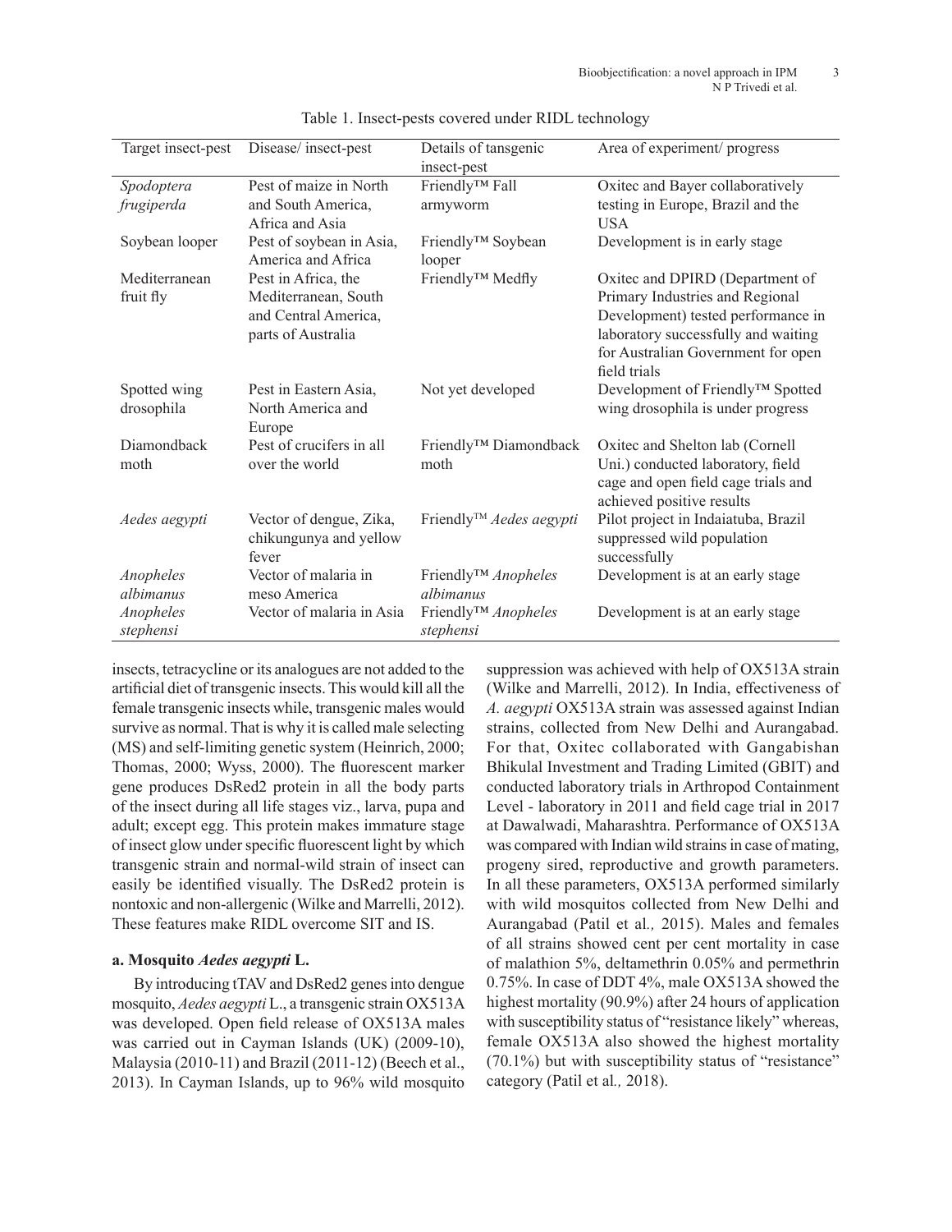Table 1. Insect-pests covered under RIDL technology

| Target insect-pest | Disease/ insect-pest | Details of tansgenic insect-pest | Area of experiment/ progress |
|---|---|---|---|
| *Spodoptera frugiperda* | Pest of maize in North and South America, Africa and Asia | Friendly™ Fall armyworm | Oxitec and Bayer collaboratively testing in Europe, Brazil and the USA |
| Soybean looper | Pest of soybean in Asia, America and Africa | Friendly™ Soybean looper | Development is in early stage |
| Mediterranean fruit fly | Pest in Africa, the Mediterranean, South and Central America, parts of Australia | Friendly™ Medfly | Oxitec and DPIRD (Department of Primary Industries and Regional Development) tested performance in laboratory successfully and waiting for Australian Government for open field trials |
| Spotted wing drosophila | Pest in Eastern Asia, North America and Europe | Not yet developed | Development of Friendly™ Spotted wing drosophila is under progress |
| Diamondback moth | Pest of crucifers in all over the world | Friendly™ Diamondback moth | Oxitec and Shelton lab (Cornell Uni.) conducted laboratory, field cage and open field cage trials and achieved positive results |
| *Aedes aegypti* | Vector of dengue, Zika, chikungunya and yellow fever | Friendly™ *Aedes aegypti* | Pilot project in Indaiatuba, Brazil suppressed wild population successfully |
| *Anopheles albimanus* | Vector of malaria in meso America | Friendly™ *Anopheles albimanus* | Development is at an early stage |
| *Anopheles stephensi* | Vector of malaria in Asia | Friendly™ *Anopheles stephensi* | Development is at an early stage |

insects, tetracycline or its analogues are not added to the artificial diet of transgenic insects. This would kill all the female transgenic insects while, transgenic males would survive as normal. That is why it is called male selecting (MS) and self-limiting genetic system (Heinrich, 2000; Thomas, 2000; Wyss, 2000). The fluorescent marker gene produces DsRed2 protein in all the body parts of the insect during all life stages viz., larva, pupa and adult; except egg. This protein makes immature stage of insect glow under specific fluorescent light by which transgenic strain and normal-wild strain of insect can easily be identified visually. The DsRed2 protein is nontoxic and non-allergenic (Wilke and Marrelli, 2012). These features make RIDL overcome SIT and IS.

**a. Mosquito *Aedes aegypti* L.**

By introducing tTAV and DsRed2 genes into dengue mosquito, *Aedes aegypti* L., a transgenic strain OX513A was developed. Open field release of OX513A males was carried out in Cayman Islands (UK) (2009-10), Malaysia (2010-11) and Brazil (2011-12) (Beech et al., 2013). In Cayman Islands, up to 96% wild mosquito suppression was achieved with help of OX513A strain (Wilke and Marrelli, 2012). In India, effectiveness of *A. aegypti* OX513A strain was assessed against Indian strains, collected from New Delhi and Aurangabad. For that, Oxitec collaborated with Gangabishan Bhikulal Investment and Trading Limited (GBIT) and conducted laboratory trials in Arthropod Containment Level - laboratory in 2011 and field cage trial in 2017 at Dawalwadi, Maharashtra. Performance of OX513A was compared with Indian wild strains in case of mating, progeny sired, reproductive and growth parameters. In all these parameters, OX513A performed similarly with wild mosquitos collected from New Delhi and Aurangabad (Patil et al*.,* 2015). Males and females of all strains showed cent per cent mortality in case of malathion 5%, deltamethrin 0.05% and permethrin 0.75%. In case of DDT 4%, male OX513A showed the highest mortality (90.9%) after 24 hours of application with susceptibility status of "resistance likely" whereas, female OX513A also showed the highest mortality (70.1%) but with susceptibility status of "resistance" category (Patil et al*.,* 2018).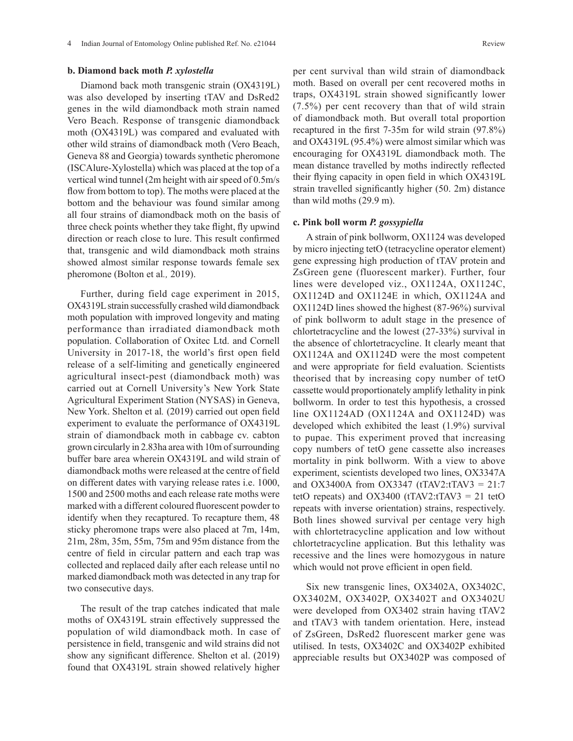### b. Diamond back moth *P. xylostella*

Diamond back moth transgenic strain (OX4319L) was also developed by inserting tTAV and DsRed2 genes in the wild diamondback moth strain named Vero Beach. Response of transgenic diamondback moth (OX4319L) was compared and evaluated with other wild strains of diamondback moth (Vero Beach, Geneva 88 and Georgia) towards synthetic pheromone (ISCAlure-Xylostella) which was placed at the top of a vertical wind tunnel (2m height with air speed of 0.5m/s flow from bottom to top). The moths were placed at the bottom and the behaviour was found similar among all four strains of diamondback moth on the basis of three check points whether they take flight, fly upwind direction or reach close to lure. This result confirmed that, transgenic and wild diamondback moth strains showed almost similar response towards female sex pheromone (Bolton et al*.,* 2019).

Further, during field cage experiment in 2015, OX4319L strain successfully crashed wild diamondback moth population with improved longevity and mating performance than irradiated diamondback moth population. Collaboration of Oxitec Ltd. and Cornell University in 2017-18, the world's first open field release of a self-limiting and genetically engineered agricultural insect-pest (diamondback moth) was carried out at Cornell University's New York State Agricultural Experiment Station (NYSAS) in Geneva, New York. Shelton et al*.* (2019) carried out open field experiment to evaluate the performance of OX4319L strain of diamondback moth in cabbage cv. cabton grown circularly in 2.83ha area with 10m of surrounding buffer bare area wherein OX4319L and wild strain of diamondback moths were released at the centre of field on different dates with varying release rates i.e. 1000, 1500 and 2500 moths and each release rate moths were marked with a different coloured fluorescent powder to identify when they recaptured. To recapture them, 48 sticky pheromone traps were also placed at 7m, 14m, 21m, 28m, 35m, 55m, 75m and 95m distance from the centre of field in circular pattern and each trap was collected and replaced daily after each release until no marked diamondback moth was detected in any trap for two consecutive days.

The result of the trap catches indicated that male moths of OX4319L strain effectively suppressed the population of wild diamondback moth. In case of persistence in field, transgenic and wild strains did not show any significant difference. Shelton et al. (2019) found that OX4319L strain showed relatively higher per cent survival than wild strain of diamondback moth. Based on overall per cent recovered moths in traps, OX4319L strain showed significantly lower (7.5%) per cent recovery than that of wild strain of diamondback moth. But overall total proportion recaptured in the first 7-35m for wild strain (97.8%) and OX4319L (95.4%) were almost similar which was encouraging for OX4319L diamondback moth. The mean distance travelled by moths indirectly reflected their flying capacity in open field in which OX4319L strain travelled significantly higher (50. 2m) distance than wild moths (29.9 m).

### c. Pink boll worm *P. gossypiella*

A strain of pink bollworm, OX1124 was developed by micro injecting tetO (tetracycline operator element) gene expressing high production of tTAV protein and ZsGreen gene (fluorescent marker). Further, four lines were developed viz., OX1124A, OX1124C, OX1124D and OX1124E in which, OX1124A and OX1124D lines showed the highest (87-96%) survival of pink bollworm to adult stage in the presence of chlortetracycline and the lowest (27-33%) survival in the absence of chlortetracycline. It clearly meant that OX1124A and OX1124D were the most competent and were appropriate for field evaluation. Scientists theorised that by increasing copy number of tetO cassette would proportionately amplify lethality in pink bollworm. In order to test this hypothesis, a crossed line OX1124AD (OX1124A and OX1124D) was developed which exhibited the least (1.9%) survival to pupae. This experiment proved that increasing copy numbers of tetO gene cassette also increases mortality in pink bollworm. With a view to above experiment, scientists developed two lines, OX3347A and OX3400A from OX3347 (tTAV2:tTAV3 = 21:7 tetO repeats) and OX3400 (tTAV2:tTAV3 = 21 tetO repeats with inverse orientation) strains, respectively. Both lines showed survival per centage very high with chlortetracycline application and low without chlortetracycline application. But this lethality was recessive and the lines were homozygous in nature which would not prove efficient in open field.

Six new transgenic lines, OX3402A, OX3402C, OX3402M, OX3402P, OX3402T and OX3402U were developed from OX3402 strain having tTAV2 and tTAV3 with tandem orientation. Here, instead of ZsGreen, DsRed2 fluorescent marker gene was utilised. In tests, OX3402C and OX3402P exhibited appreciable results but OX3402P was composed of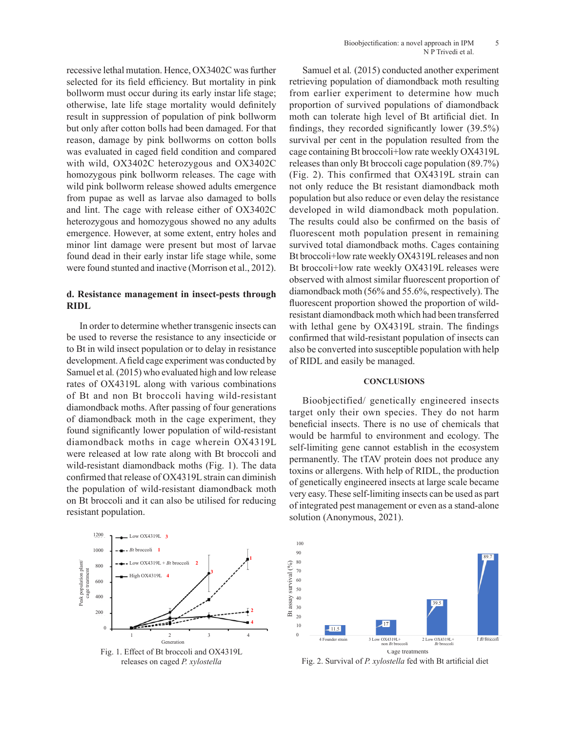recessive lethal mutation. Hence, OX3402C was further selected for its field efficiency. But mortality in pink bollworm must occur during its early instar life stage; otherwise, late life stage mortality would definitely result in suppression of population of pink bollworm but only after cotton bolls had been damaged. For that reason, damage by pink bollworms on cotton bolls was evaluated in caged field condition and compared with wild, OX3402C heterozygous and OX3402C homozygous pink bollworm releases. The cage with wild pink bollworm release showed adults emergence from pupae as well as larvae also damaged to bolls and lint. The cage with release either of OX3402C heterozygous and homozygous showed no any adults emergence. However, at some extent, entry holes and minor lint damage were present but most of larvae found dead in their early instar life stage while, some were found stunted and inactive (Morrison et al., 2012).

### d. Resistance management in insect-pests through RIDL

In order to determine whether transgenic insects can be used to reverse the resistance to any insecticide or to Bt in wild insect population or to delay in resistance development. A field cage experiment was conducted by Samuel et al. (2015) who evaluated high and low release rates of OX4319L along with various combinations of Bt and non Bt broccoli having wild-resistant diamondback moths. After passing of four generations of diamondback moth in the cage experiment, they found significantly lower population of wild-resistant diamondback moths in cage wherein OX4319L were released at low rate along with Bt broccoli and wild-resistant diamondback moths (Fig. 1). The data confirmed that release of OX4319L strain can diminish the population of wild-resistant diamondback moth on Bt broccoli and it can also be utilised for reducing resistant population.

Samuel et al. (2015) conducted another experiment retrieving population of diamondback moth resulting from earlier experiment to determine how much proportion of survived populations of diamondback moth can tolerate high level of Bt artificial diet. In findings, they recorded significantly lower (39.5%) survival per cent in the population resulted from the cage containing Bt broccoli+low rate weekly OX4319L releases than only Bt broccoli cage population (89.7%) (Fig. 2). This confirmed that OX4319L strain can not only reduce the Bt resistant diamondback moth population but also reduce or even delay the resistance developed in wild diamondback moth population. The results could also be confirmed on the basis of fluorescent moth population present in remaining survived total diamondback moths. Cages containing Bt broccoli+low rate weekly OX4319L releases and non Bt broccoli+low rate weekly OX4319L releases were observed with almost similar fluorescent proportion of diamondback moth (56% and 55.6%, respectively). The fluorescent proportion showed the proportion of wild-resistant diamondback moth which had been transferred with lethal gene by OX4319L strain. The findings confirmed that wild-resistant population of insects can also be converted into susceptible population with help of RIDL and easily be managed.

## CONCLUSIONS

Bioobjectified/ genetically engineered insects target only their own species. They do not harm beneficial insects. There is no use of chemicals that would be harmful to environment and ecology. The self-limiting gene cannot establish in the ecosystem permanently. The tTAV protein does not produce any toxins or allergens. With help of RIDL, the production of genetically engineered insects at large scale became very easy. These self-limiting insects can be used as part of integrated pest management or even as a stand-alone solution (Anonymous, 2021).

Fig. 1. Effect of Bt broccoli and OX4319L releases on caged *P. xylostella*

Fig. 2. Survival of *P. xylostella* fed with Bt artificial diet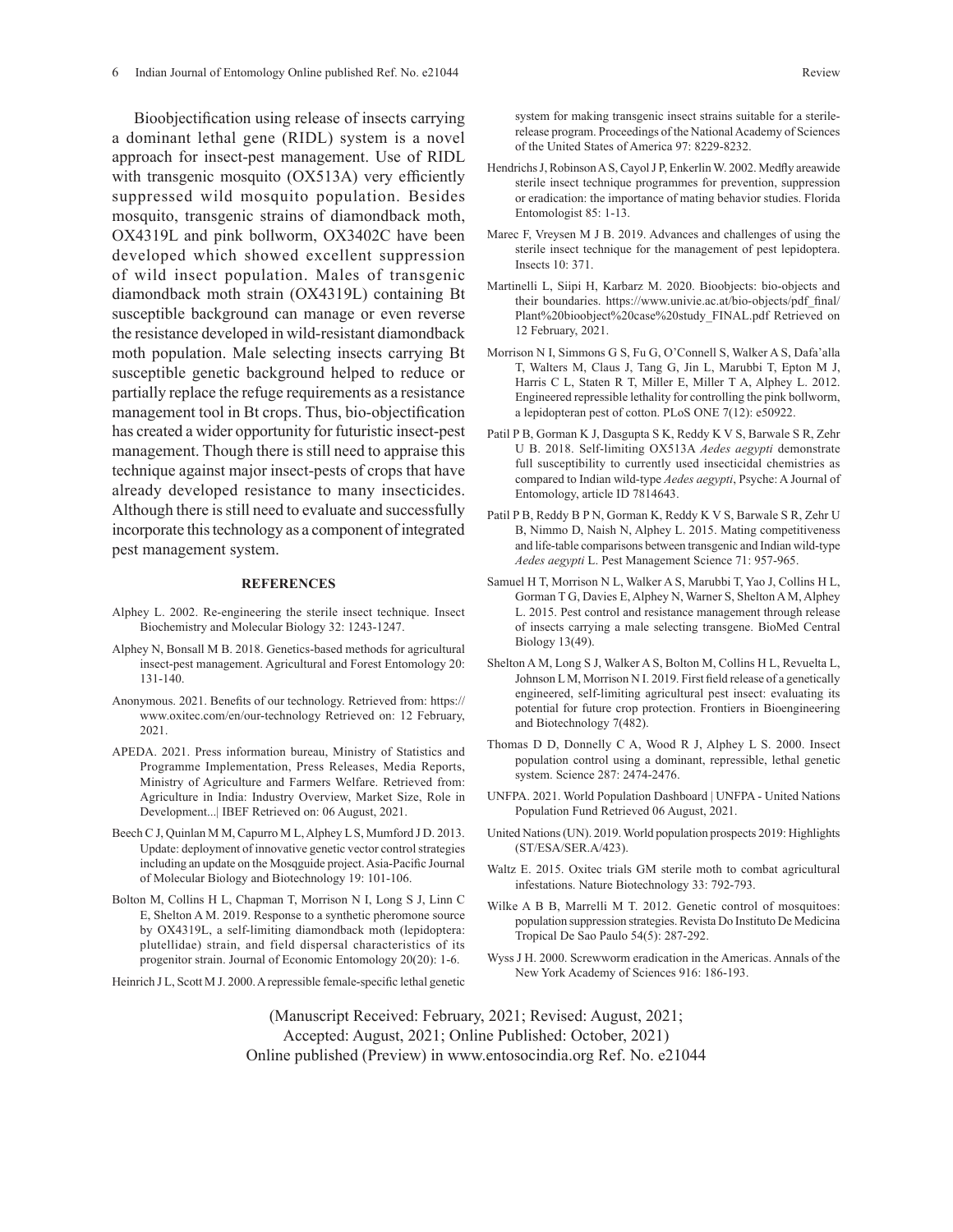Bioobjectification using release of insects carrying a dominant lethal gene (RIDL) system is a novel approach for insect-pest management. Use of RIDL with transgenic mosquito (OX513A) very efficiently suppressed wild mosquito population. Besides mosquito, transgenic strains of diamondback moth, OX4319L and pink bollworm, OX3402C have been developed which showed excellent suppression of wild insect population. Males of transgenic diamondback moth strain (OX4319L) containing Bt susceptible background can manage or even reverse the resistance developed in wild-resistant diamondback moth population. Male selecting insects carrying Bt susceptible genetic background helped to reduce or partially replace the refuge requirements as a resistance management tool in Bt crops. Thus, bio-objectification has created a wider opportunity for futuristic insect-pest management. Though there is still need to appraise this technique against major insect-pests of crops that have already developed resistance to many insecticides. Although there is still need to evaluate and successfully incorporate this technology as a component of integrated pest management system.

## REFERENCES

Alphey L. 2002. Re-engineering the sterile insect technique. Insect Biochemistry and Molecular Biology 32: 1243-1247.

Alphey N, Bonsall M B. 2018. Genetics-based methods for agricultural insect-pest management. Agricultural and Forest Entomology 20: 131-140.

Anonymous. 2021. Benefits of our technology. Retrieved from: https://www.oxitec.com/en/our-technology Retrieved on: 12 February, 2021.

APEDA. 2021. Press information bureau, Ministry of Statistics and Programme Implementation, Press Releases, Media Reports, Ministry of Agriculture and Farmers Welfare. Retrieved from: Agriculture in India: Industry Overview, Market Size, Role in Development...| IBEF Retrieved on: 06 August, 2021.

Beech C J, Quinlan M M, Capurro M L, Alphey L S, Mumford J D. 2013. Update: deployment of innovative genetic vector control strategies including an update on the Mosqguide project. Asia-Pacific Journal of Molecular Biology and Biotechnology 19: 101-106.

Bolton M, Collins H L, Chapman T, Morrison N I, Long S J, Linn C E, Shelton A M. 2019. Response to a synthetic pheromone source by OX4319L, a self-limiting diamondback moth (lepidoptera: plutellidae) strain, and field dispersal characteristics of its progenitor strain. Journal of Economic Entomology 20(20): 1-6.

Heinrich J L, Scott M J. 2000. A repressible female-specific lethal genetic system for making transgenic insect strains suitable for a sterile-release program. Proceedings of the National Academy of Sciences of the United States of America 97: 8229-8232.

Hendrichs J, Robinson A S, Cayol J P, Enkerlin W. 2002. Medfly areawide sterile insect technique programmes for prevention, suppression or eradication: the importance of mating behavior studies. Florida Entomologist 85: 1-13.

Marec F, Vreysen M J B. 2019. Advances and challenges of using the sterile insect technique for the management of pest lepidoptera. Insects 10: 371.

Martinelli L, Siipi H, Karbarz M. 2020. Bioobjects: bio-objects and their boundaries. https://www.univie.ac.at/bio-objects/pdf_final/Plant%20bioobject%20case%20study_FINAL.pdf Retrieved on 12 February, 2021.

Morrison N I, Simmons G S, Fu G, O'Connell S, Walker A S, Dafa'alla T, Walters M, Claus J, Tang G, Jin L, Marubbi T, Epton M J, Harris C L, Staten R T, Miller E, Miller T A, Alphey L. 2012. Engineered repressible lethality for controlling the pink bollworm, a lepidopteran pest of cotton. PLoS ONE 7(12): e50922.

Patil P B, Gorman K J, Dasgupta S K, Reddy K V S, Barwale S R, Zehr U B. 2018. Self-limiting OX513A *Aedes aegypti* demonstrate full susceptibility to currently used insecticidal chemistries as compared to Indian wild-type *Aedes aegypti*, Psyche: A Journal of Entomology, article ID 7814643.

Patil P B, Reddy B P N, Gorman K, Reddy K V S, Barwale S R, Zehr U B, Nimmo D, Naish N, Alphey L. 2015. Mating competitiveness and life-table comparisons between transgenic and Indian wild-type *Aedes aegypti* L. Pest Management Science 71: 957-965.

Samuel H T, Morrison N L, Walker A S, Marubbi T, Yao J, Collins H L, Gorman T G, Davies E, Alphey N, Warner S, Shelton A M, Alphey L. 2015. Pest control and resistance management through release of insects carrying a male selecting transgene. BioMed Central Biology 13(49).

Shelton A M, Long S J, Walker A S, Bolton M, Collins H L, Revuelta L, Johnson L M, Morrison N I. 2019. First field release of a genetically engineered, self-limiting agricultural pest insect: evaluating its potential for future crop protection. Frontiers in Bioengineering and Biotechnology 7(482).

Thomas D D, Donnelly C A, Wood R J, Alphey L S. 2000. Insect population control using a dominant, repressible, lethal genetic system. Science 287: 2474-2476.

UNFPA. 2021. World Population Dashboard | UNFPA - United Nations Population Fund Retrieved 06 August, 2021.

United Nations (UN). 2019. World population prospects 2019: Highlights (ST/ESA/SER.A/423).

Waltz E. 2015. Oxitec trials GM sterile moth to combat agricultural infestations. Nature Biotechnology 33: 792-793.

Wilke A B B, Marrelli M T. 2012. Genetic control of mosquitoes: population suppression strategies. Revista Do Instituto De Medicina Tropical De Sao Paulo 54(5): 287-292.

Wyss J H. 2000. Screwworm eradication in the Americas. Annals of the New York Academy of Sciences 916: 186-193.

(Manuscript Received: February, 2021; Revised: August, 2021;
Accepted: August, 2021; Online Published: October, 2021)
Online published (Preview) in www.entosocindia.org Ref. No. e21044